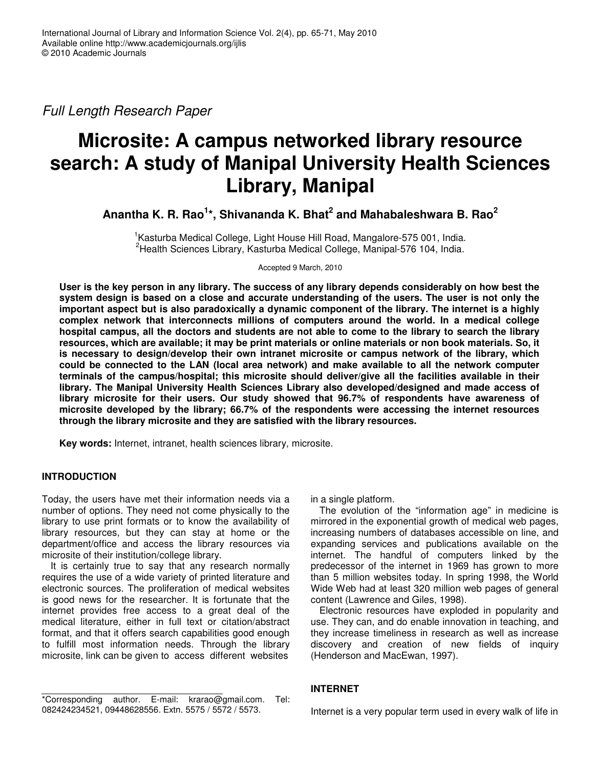*Full Length Research Paper*

# Microsite: A campus networked library resource search: A study of Manipal University Health Sciences Library, Manipal

**Anantha K. R. Rao[1]*, Shivananda K. Bhat[2] and Mahabaleshwara B. Rao[2]**

[1]Kasturba Medical College, Light House Hill Road, Mangalore-575 001, India.
[2]Health Sciences Library, Kasturba Medical College, Manipal-576 104, India.

Accepted 9 March, 2010

**User is the key person in any library. The success of any library depends considerably on how best the system design is based on a close and accurate understanding of the users. The user is not only the important aspect but is also paradoxically a dynamic component of the library. The internet is a highly complex network that interconnects millions of computers around the world. In a medical college hospital campus, all the doctors and students are not able to come to the library to search the library resources, which are available; it may be print materials or online materials or non book materials. So, it is necessary to design/develop their own intranet microsite or campus network of the library, which could be connected to the LAN (local area network) and make available to all the network computer terminals of the campus/hospital; this microsite should deliver/give all the facilities available in their library. The Manipal University Health Sciences Library also developed/designed and made access of library microsite for their users. Our study showed that 96.7% of respondents have awareness of microsite developed by the library; 66.7% of the respondents were accessing the internet resources through the library microsite and they are satisfied with the library resources.**

**Key words:** Internet, intranet, health sciences library, microsite.

## INTRODUCTION

Today, the users have met their information needs via a number of options. They need not come physically to the library to use print formats or to know the availability of library resources, but they can stay at home or the department/office and access the library resources via microsite of their institution/college library.

It is certainly true to say that any research normally requires the use of a wide variety of printed literature and electronic sources. The proliferation of medical websites is good news for the researcher. It is fortunate that the internet provides free access to a great deal of the medical literature, either in full text or citation/abstract format, and that it offers search capabilities good enough to fulfill most information needs. Through the library microsite, link can be given to access different websites in a single platform.

The evolution of the "information age" in medicine is mirrored in the exponential growth of medical web pages, increasing numbers of databases accessible on line, and expanding services and publications available on the internet. The handful of computers linked by the predecessor of the internet in 1969 has grown to more than 5 million websites today. In spring 1998, the World Wide Web had at least 320 million web pages of general content (Lawrence and Giles, 1998).

Electronic resources have exploded in popularity and use. They can, and do enable innovation in teaching, and they increase timeliness in research as well as increase discovery and creation of new fields of inquiry (Henderson and MacEwan, 1997).

## INTERNET

Internet is a very popular term used in every walk of life in

*Corresponding author. E-mail: krarao@gmail.com. Tel: 082424234521, 09448628556. Extn. 5575 / 5572 / 5573.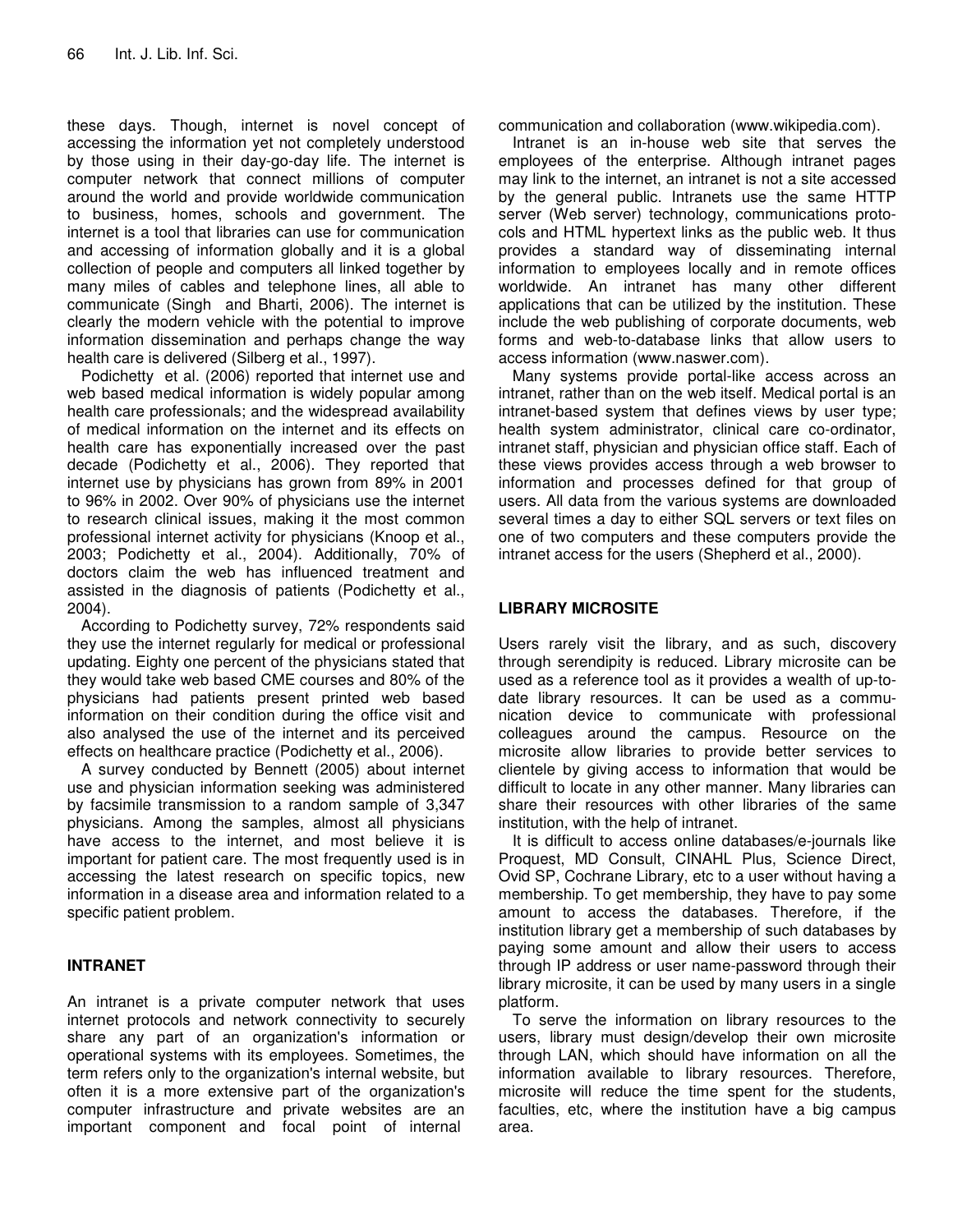these days. Though, internet is novel concept of accessing the information yet not completely understood by those using in their day-go-day life. The internet is computer network that connect millions of computer around the world and provide worldwide communication to business, homes, schools and government. The internet is a tool that libraries can use for communication and accessing of information globally and it is a global collection of people and computers all linked together by many miles of cables and telephone lines, all able to communicate (Singh and Bharti, 2006). The internet is clearly the modern vehicle with the potential to improve information dissemination and perhaps change the way health care is delivered (Silberg et al., 1997).

Podichetty et al. (2006) reported that internet use and web based medical information is widely popular among health care professionals; and the widespread availability of medical information on the internet and its effects on health care has exponentially increased over the past decade (Podichetty et al., 2006). They reported that internet use by physicians has grown from 89% in 2001 to 96% in 2002. Over 90% of physicians use the internet to research clinical issues, making it the most common professional internet activity for physicians (Knoop et al., 2003; Podichetty et al., 2004). Additionally, 70% of doctors claim the web has influenced treatment and assisted in the diagnosis of patients (Podichetty et al., 2004).

According to Podichetty survey, 72% respondents said they use the internet regularly for medical or professional updating. Eighty one percent of the physicians stated that they would take web based CME courses and 80% of the physicians had patients present printed web based information on their condition during the office visit and also analysed the use of the internet and its perceived effects on healthcare practice (Podichetty et al., 2006).

A survey conducted by Bennett (2005) about internet use and physician information seeking was administered by facsimile transmission to a random sample of 3,347 physicians. Among the samples, almost all physicians have access to the internet, and most believe it is important for patient care. The most frequently used is in accessing the latest research on specific topics, new information in a disease area and information related to a specific patient problem.

## INTRANET

An intranet is a private computer network that uses internet protocols and network connectivity to securely share any part of an organization's information or operational systems with its employees. Sometimes, the term refers only to the organization's internal website, but often it is a more extensive part of the organization's computer infrastructure and private websites are an important component and focal point of internal communication and collaboration (www.wikipedia.com).

Intranet is an in-house web site that serves the employees of the enterprise. Although intranet pages may link to the internet, an intranet is not a site accessed by the general public. Intranets use the same HTTP server (Web server) technology, communications protocols and HTML hypertext links as the public web. It thus provides a standard way of disseminating internal information to employees locally and in remote offices worldwide. An intranet has many other different applications that can be utilized by the institution. These include the web publishing of corporate documents, web forms and web-to-database links that allow users to access information (www.naswer.com).

Many systems provide portal-like access across an intranet, rather than on the web itself. Medical portal is an intranet-based system that defines views by user type; health system administrator, clinical care co-ordinator, intranet staff, physician and physician office staff. Each of these views provides access through a web browser to information and processes defined for that group of users. All data from the various systems are downloaded several times a day to either SQL servers or text files on one of two computers and these computers provide the intranet access for the users (Shepherd et al., 2000).

## LIBRARY MICROSITE

Users rarely visit the library, and as such, discovery through serendipity is reduced. Library microsite can be used as a reference tool as it provides a wealth of up-to-date library resources. It can be used as a communication device to communicate with professional colleagues around the campus. Resource on the microsite allow libraries to provide better services to clientele by giving access to information that would be difficult to locate in any other manner. Many libraries can share their resources with other libraries of the same institution, with the help of intranet.

It is difficult to access online databases/e-journals like Proquest, MD Consult, CINAHL Plus, Science Direct, Ovid SP, Cochrane Library, etc to a user without having a membership. To get membership, they have to pay some amount to access the databases. Therefore, if the institution library get a membership of such databases by paying some amount and allow their users to access through IP address or user name-password through their library microsite, it can be used by many users in a single platform.

To serve the information on library resources to the users, library must design/develop their own microsite through LAN, which should have information on all the information available to library resources. Therefore, microsite will reduce the time spent for the students, faculties, etc, where the institution have a big campus area.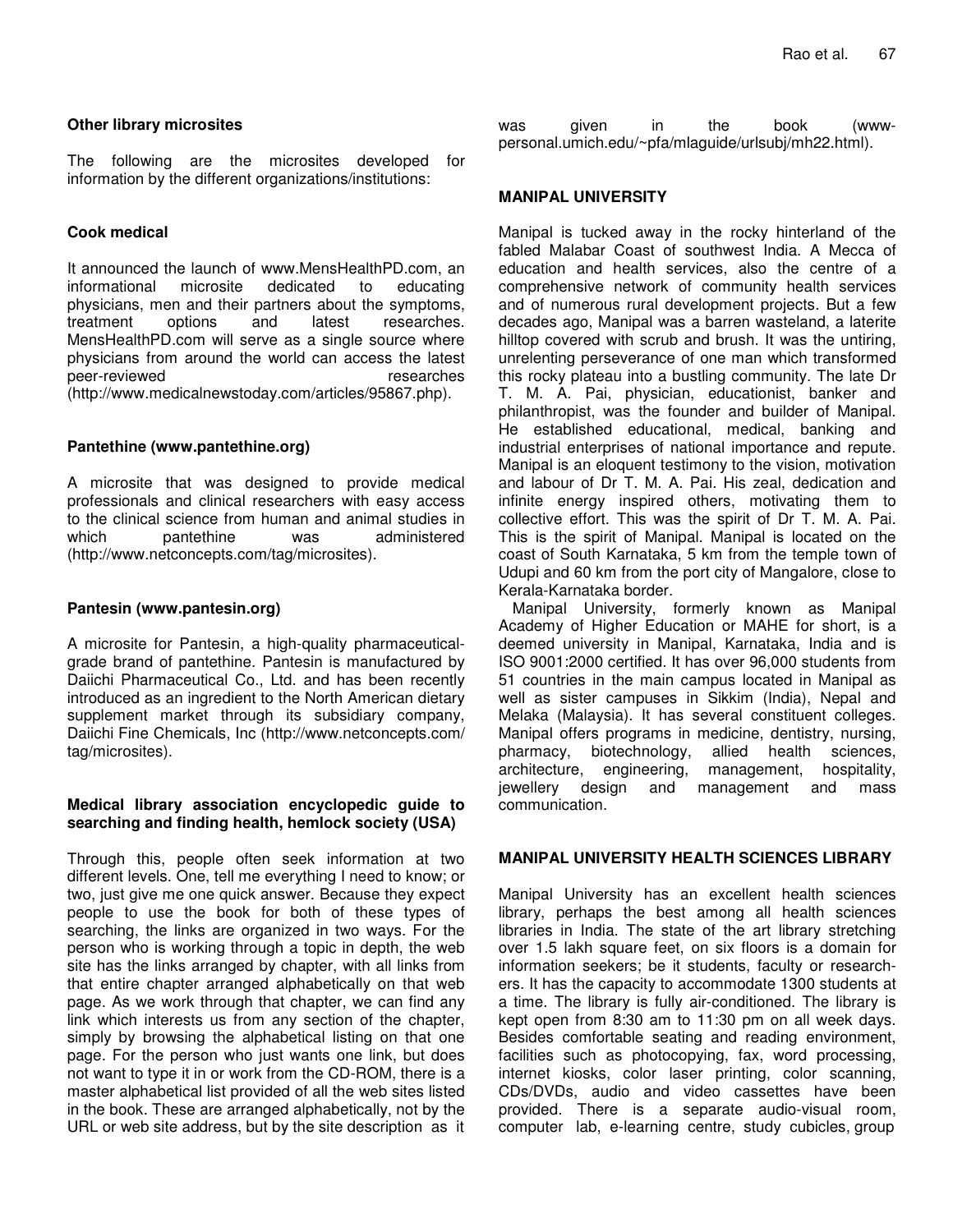### Other library microsites

The following are the microsites developed for information by the different organizations/institutions:

### Cook medical

It announced the launch of www.MensHealthPD.com, an informational microsite dedicated to educating physicians, men and their partners about the symptoms, treatment options and latest researches. MensHealthPD.com will serve as a single source where physicians from around the world can access the latest peer-reviewed researches (http://www.medicalnewstoday.com/articles/95867.php).

### Pantethine (www.pantethine.org)

A microsite that was designed to provide medical professionals and clinical researchers with easy access to the clinical science from human and animal studies in which pantethine was administered (http://www.netconcepts.com/tag/microsites).

### Pantesin (www.pantesin.org)

A microsite for Pantesin, a high-quality pharmaceutical-grade brand of pantethine. Pantesin is manufactured by Daiichi Pharmaceutical Co., Ltd. and has been recently introduced as an ingredient to the North American dietary supplement market through its subsidiary company, Daiichi Fine Chemicals, Inc (http://www.netconcepts.com/tag/microsites).

### Medical library association encyclopedic guide to searching and finding health, hemlock society (USA)

Through this, people often seek information at two different levels. One, tell me everything I need to know; or two, just give me one quick answer. Because they expect people to use the book for both of these types of searching, the links are organized in two ways. For the person who is working through a topic in depth, the web site has the links arranged by chapter, with all links from that entire chapter arranged alphabetically on that web page. As we work through that chapter, we can find any link which interests us from any section of the chapter, simply by browsing the alphabetical listing on that one page. For the person who just wants one link, but does not want to type it in or work from the CD-ROM, there is a master alphabetical list provided of all the web sites listed in the book. These are arranged alphabetically, not by the URL or web site address, but by the site description as it was given in the book (www-personal.umich.edu/~pfa/mlaguide/urlsubj/mh22.html).

## MANIPAL UNIVERSITY

Manipal is tucked away in the rocky hinterland of the fabled Malabar Coast of southwest India. A Mecca of education and health services, also the centre of a comprehensive network of community health services and of numerous rural development projects. But a few decades ago, Manipal was a barren wasteland, a laterite hilltop covered with scrub and brush. It was the untiring, unrelenting perseverance of one man which transformed this rocky plateau into a bustling community. The late Dr T. M. A. Pai, physician, educationist, banker and philanthropist, was the founder and builder of Manipal. He established educational, medical, banking and industrial enterprises of national importance and repute. Manipal is an eloquent testimony to the vision, motivation and labour of Dr T. M. A. Pai. His zeal, dedication and infinite energy inspired others, motivating them to collective effort. This was the spirit of Dr T. M. A. Pai. This is the spirit of Manipal. Manipal is located on the coast of South Karnataka, 5 km from the temple town of Udupi and 60 km from the port city of Mangalore, close to Kerala-Karnataka border.

Manipal University, formerly known as Manipal Academy of Higher Education or MAHE for short, is a deemed university in Manipal, Karnataka, India and is ISO 9001:2000 certified. It has over 96,000 students from 51 countries in the main campus located in Manipal as well as sister campuses in Sikkim (India), Nepal and Melaka (Malaysia). It has several constituent colleges. Manipal offers programs in medicine, dentistry, nursing, pharmacy, biotechnology, allied health sciences, architecture, engineering, management, hospitality, jewellery design and management and mass communication.

## MANIPAL UNIVERSITY HEALTH SCIENCES LIBRARY

Manipal University has an excellent health sciences library, perhaps the best among all health sciences libraries in India. The state of the art library stretching over 1.5 lakh square feet, on six floors is a domain for information seekers; be it students, faculty or researchers. It has the capacity to accommodate 1300 students at a time. The library is fully air-conditioned. The library is kept open from 8:30 am to 11:30 pm on all week days. Besides comfortable seating and reading environment, facilities such as photocopying, fax, word processing, internet kiosks, color laser printing, color scanning, CDs/DVDs, audio and video cassettes have been provided. There is a separate audio-visual room, computer lab, e-learning centre, study cubicles, group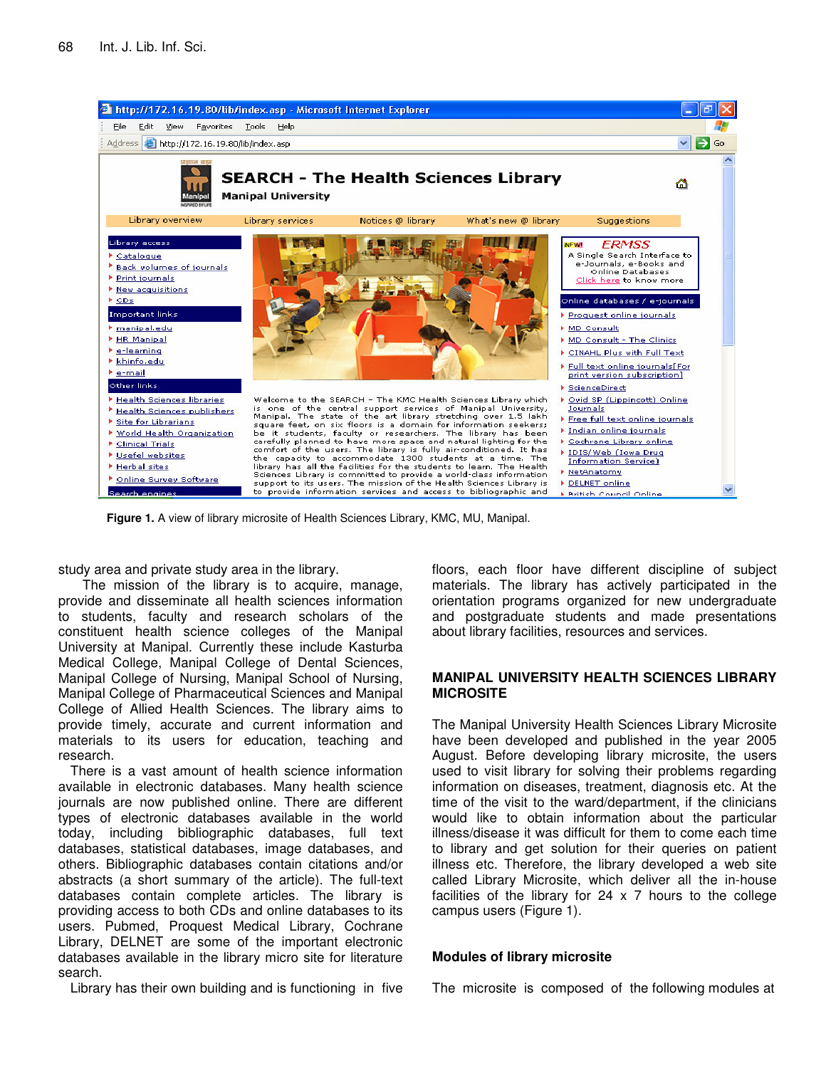Figure 1. A view of library microsite of Health Sciences Library, KMC, MU, Manipal.

study area and private study area in the library.

The mission of the library is to acquire, manage, provide and disseminate all health sciences information to students, faculty and research scholars of the constituent health science colleges of the Manipal University at Manipal. Currently these include Kasturba Medical College, Manipal College of Dental Sciences, Manipal College of Nursing, Manipal School of Nursing, Manipal College of Pharmaceutical Sciences and Manipal College of Allied Health Sciences. The library aims to provide timely, accurate and current information and materials to its users for education, teaching and research.

There is a vast amount of health science information available in electronic databases. Many health science journals are now published online. There are different types of electronic databases available in the world today, including bibliographic databases, full text databases, statistical databases, image databases, and others. Bibliographic databases contain citations and/or abstracts (a short summary of the article). The full-text databases contain complete articles. The library is providing access to both CDs and online databases to its users. Pubmed, Proquest Medical Library, Cochrane Library, DELNET are some of the important electronic databases available in the library micro site for literature search.

Library has their own building and is functioning in five floors, each floor have different discipline of subject materials. The library has actively participated in the orientation programs organized for new undergraduate and postgraduate students and made presentations about library facilities, resources and services.

## MANIPAL UNIVERSITY HEALTH SCIENCES LIBRARY MICROSITE

The Manipal University Health Sciences Library Microsite have been developed and published in the year 2005 August. Before developing library microsite, the users used to visit library for solving their problems regarding information on diseases, treatment, diagnosis etc. At the time of the visit to the ward/department, if the clinicians would like to obtain information about the particular illness/disease it was difficult for them to come each time to library and get solution for their queries on patient illness etc. Therefore, the library developed a web site called Library Microsite, which deliver all the in-house facilities of the library for 24 x 7 hours to the college campus users (Figure 1).

### Modules of library microsite

The microsite is composed of the following modules at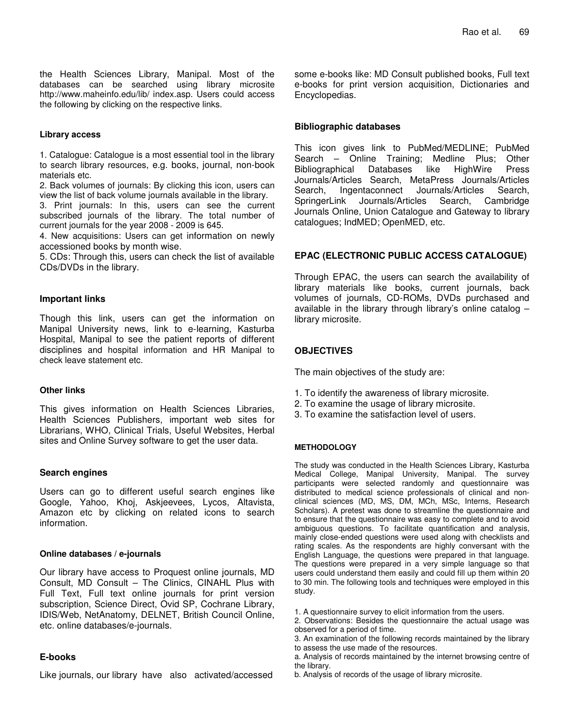the Health Sciences Library, Manipal. Most of the databases can be searched using library microsite http://www.maheinfo.edu/lib/ index.asp. Users could access the following by clicking on the respective links.

#### Library access

1. Catalogue: Catalogue is a most essential tool in the library to search library resources, e.g. books, journal, non-book materials etc.
2. Back volumes of journals: By clicking this icon, users can view the list of back volume journals available in the library.
3. Print journals: In this, users can see the current subscribed journals of the library. The total number of current journals for the year 2008 - 2009 is 645.
4. New acquisitions: Users can get information on newly accessioned books by month wise.
5. CDs: Through this, users can check the list of available CDs/DVDs in the library.

#### Important links

Though this link, users can get the information on Manipal University news, link to e-learning, Kasturba Hospital, Manipal to see the patient reports of different disciplines and hospital information and HR Manipal to check leave statement etc.

#### Other links

This gives information on Health Sciences Libraries, Health Sciences Publishers, important web sites for Librarians, WHO, Clinical Trials, Useful Websites, Herbal sites and Online Survey software to get the user data.

#### Search engines

Users can go to different useful search engines like Google, Yahoo, Khoj, Askjeevees, Lycos, Altavista, Amazon etc by clicking on related icons to search information.

#### Online databases / e-journals

Our library have access to Proquest online journals, MD Consult, MD Consult – The Clinics, CINAHL Plus with Full Text, Full text online journals for print version subscription, Science Direct, Ovid SP, Cochrane Library, IDIS/Web, NetAnatomy, DELNET, British Council Online, etc. online databases/e-journals.

#### E-books

Like journals, our library have also activated/accessed some e-books like: MD Consult published books, Full text e-books for print version acquisition, Dictionaries and Encyclopedias.

#### Bibliographic databases

This icon gives link to PubMed/MEDLINE; PubMed Search – Online Training; Medline Plus; Other Bibliographical Databases like HighWire Press Journals/Articles Search, MetaPress Journals/Articles Search, Ingentaconnect Journals/Articles Search, SpringerLink Journals/Articles Search, Cambridge Journals Online, Union Catalogue and Gateway to library catalogues; IndMED; OpenMED, etc.

## EPAC (ELECTRONIC PUBLIC ACCESS CATALOGUE)

Through EPAC, the users can search the availability of library materials like books, current journals, back volumes of journals, CD-ROMs, DVDs purchased and available in the library through library's online catalog – library microsite.

## OBJECTIVES

The main objectives of the study are:

1. To identify the awareness of library microsite.
2. To examine the usage of library microsite.
3. To examine the satisfaction level of users.

## METHODOLOGY

The study was conducted in the Health Sciences Library, Kasturba Medical College, Manipal University, Manipal. The survey participants were selected randomly and questionnaire was distributed to medical science professionals of clinical and non-clinical sciences (MD, MS, DM, MCh, MSc, Interns, Research Scholars). A pretest was done to streamline the questionnaire and to ensure that the questionnaire was easy to complete and to avoid ambiguous questions. To facilitate quantification and analysis, mainly close-ended questions were used along with checklists and rating scales. As the respondents are highly conversant with the English Language, the questions were prepared in that language. The questions were prepared in a very simple language so that users could understand them easily and could fill up them within 20 to 30 min. The following tools and techniques were employed in this study.

1. A questionnaire survey to elicit information from the users.
2. Observations: Besides the questionnaire the actual usage was observed for a period of time.
3. An examination of the following records maintained by the library to assess the use made of the resources.

a. Analysis of records maintained by the internet browsing centre of the library.

b. Analysis of records of the usage of library microsite.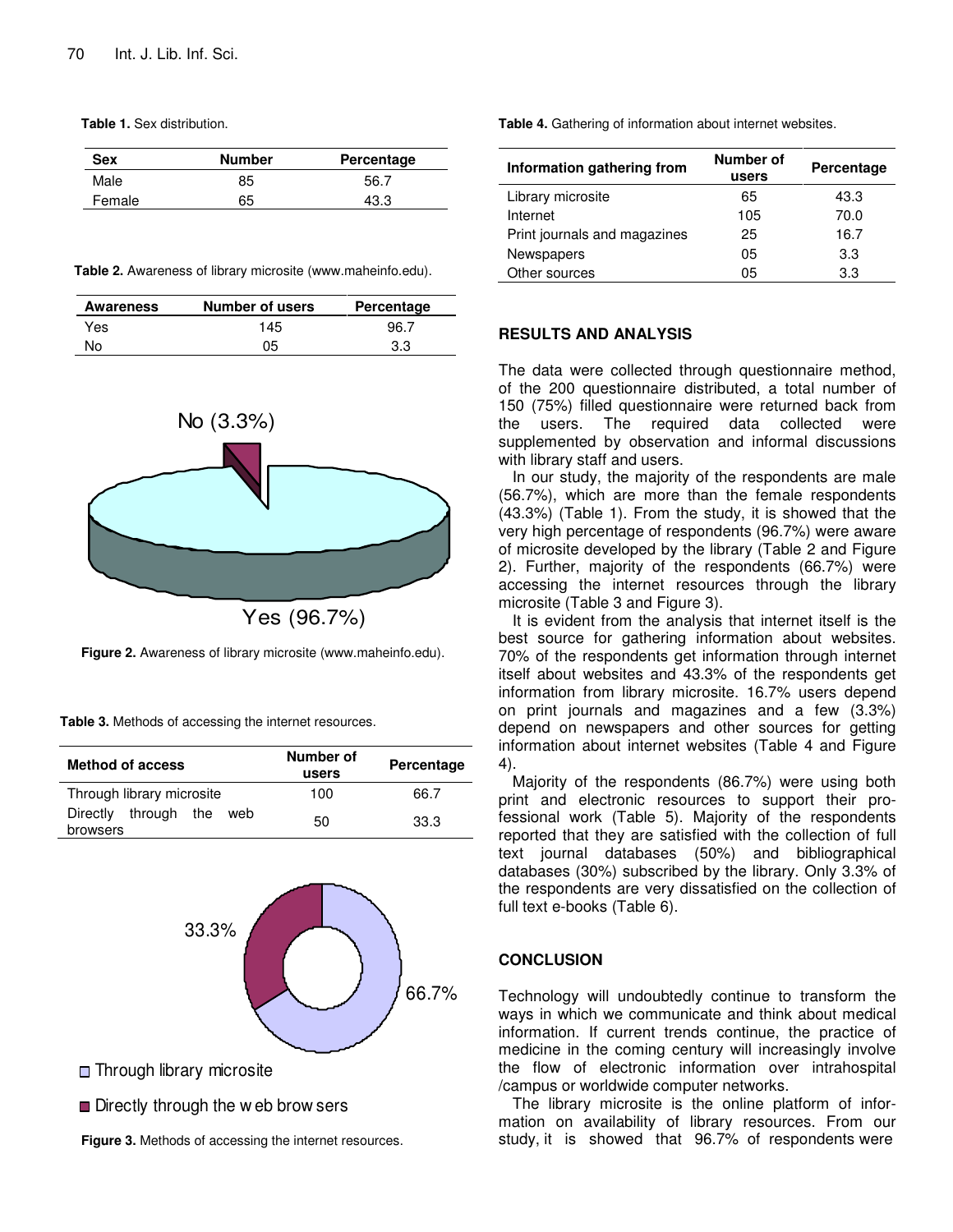**Table 1.** Sex distribution.

| Sex | Number | Percentage |
|---|---|---|
| Male | 85 | 56.7 |
| Female | 65 | 43.3 |

**Table 2.** Awareness of library microsite (www.maheinfo.edu).

| Awareness | Number of users | Percentage |
|---|---|---|
| Yes | 145 | 96.7 |
| No | 05 | 3.3 |

**Figure 2.** Awareness of library microsite (www.maheinfo.edu).

**Table 3.** Methods of accessing the internet resources.

| Method of access | Number of users | Percentage |
|---|---|---|
| Through library microsite | 100 | 66.7 |
| Directly through the web browsers | 50 | 33.3 |

**Figure 3.** Methods of accessing the internet resources.

**Table 4.** Gathering of information about internet websites.

| Information gathering from | Number of users | Percentage |
|---|---|---|
| Library microsite | 65 | 43.3 |
| Internet | 105 | 70.0 |
| Print journals and magazines | 25 | 16.7 |
| Newspapers | 05 | 3.3 |
| Other sources | 05 | 3.3 |

## RESULTS AND ANALYSIS

The data were collected through questionnaire method, of the 200 questionnaire distributed, a total number of 150 (75%) filled questionnaire were returned back from the users. The required data collected were supplemented by observation and informal discussions with library staff and users.

In our study, the majority of the respondents are male (56.7%), which are more than the female respondents (43.3%) (Table 1). From the study, it is showed that the very high percentage of respondents (96.7%) were aware of microsite developed by the library (Table 2 and Figure 2). Further, majority of the respondents (66.7%) were accessing the internet resources through the library microsite (Table 3 and Figure 3).

It is evident from the analysis that internet itself is the best source for gathering information about websites. 70% of the respondents get information through internet itself about websites and 43.3% of the respondents get information from library microsite. 16.7% users depend on print journals and magazines and a few (3.3%) depend on newspapers and other sources for getting information about internet websites (Table 4 and Figure 4).

Majority of the respondents (86.7%) were using both print and electronic resources to support their professional work (Table 5). Majority of the respondents reported that they are satisfied with the collection of full text journal databases (50%) and bibliographical databases (30%) subscribed by the library. Only 3.3% of the respondents are very dissatisfied on the collection of full text e-books (Table 6).

## CONCLUSION

Technology will undoubtedly continue to transform the ways in which we communicate and think about medical information. If current trends continue, the practice of medicine in the coming century will increasingly involve the flow of electronic information over intrahospital /campus or worldwide computer networks.

The library microsite is the online platform of information on availability of library resources. From our study, it is showed that 96.7% of respondents were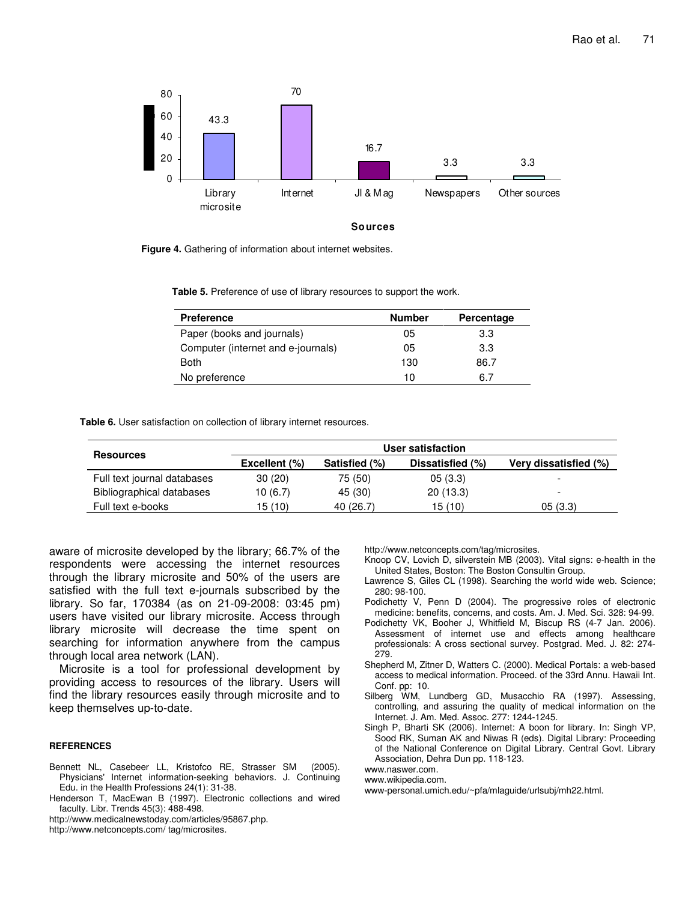80
60
40
20
0

43.3
70
16.7
3.3
3.3

Library microsite
Internet
Jl & Mag
Newspapers
Other sources

Sources

**Figure 4.** Gathering of information about internet websites.

**Table 5.** Preference of use of library resources to support the work.

| Preference | Number | Percentage |
|---|---|---|
| Paper (books and journals) | 05 | 3.3 |
| Computer (internet and e-journals) | 05 | 3.3 |
| Both | 130 | 86.7 |
| No preference | 10 | 6.7 |

**Table 6.** User satisfaction on collection of library internet resources.

| Resources | User satisfaction | | | |
|---|---|---|---|---|
| | Excellent (%) | Satisfied (%) | Dissatisfied (%) | Very dissatisfied (%) |
| Full text journal databases | 30 (20) | 75 (50) | 05 (3.3) | - |
| Bibliographical databases | 10 (6.7) | 45 (30) | 20 (13.3) | - |
| Full text e-books | 15 (10) | 40 (26.7) | 15 (10) | 05 (3.3) |

aware of microsite developed by the library; 66.7% of the respondents were accessing the internet resources through the library microsite and 50% of the users are satisfied with the full text e-journals subscribed by the library. So far, 170384 (as on 21-09-2008: 03:45 pm) users have visited our library microsite. Access through library microsite will decrease the time spent on searching for information anywhere from the campus through local area network (LAN).

Microsite is a tool for professional development by providing access to resources of the library. Users will find the library resources easily through microsite and to keep themselves up-to-date.

## REFERENCES

Bennett NL, Casebeer LL, Kristofco RE, Strasser SM (2005). Physicians' Internet information-seeking behaviors. J. Continuing Edu. in the Health Professions 24(1): 31-38.

Henderson T, MacEwan B (1997). Electronic collections and wired faculty. Libr. Trends 45(3): 488-498.

http://www.medicalnewstoday.com/articles/95867.php.

http://www.netconcepts.com/ tag/microsites.

http://www.netconcepts.com/tag/microsites.

Knoop CV, Lovich D, silverstein MB (2003). Vital signs: e-health in the United States, Boston: The Boston Consultin Group.

Lawrence S, Giles CL (1998). Searching the world wide web. Science; 280: 98-100.

Podichetty V, Penn D (2004). The progressive roles of electronic medicine: benefits, concerns, and costs. Am. J. Med. Sci. 328: 94-99.

Podichetty VK, Booher J, Whitfield M, Biscup RS (4-7 Jan. 2006). Assessment of internet use and effects among healthcare professionals: A cross sectional survey. Postgrad. Med. J. 82: 274-279.

Shepherd M, Zitner D, Watters C. (2000). Medical Portals: a web-based access to medical information. Proceed. of the 33rd Annu. Hawaii Int. Conf. pp: 10.

Silberg WM, Lundberg GD, Musacchio RA (1997). Assessing, controlling, and assuring the quality of medical information on the Internet. J. Am. Med. Assoc. 277: 1244-1245.

Singh P, Bharti SK (2006). Internet: A boon for library. In: Singh VP, Sood RK, Suman AK and Niwas R (eds). Digital Library: Proceeding of the National Conference on Digital Library. Central Govt. Library Association, Dehra Dun pp. 118-123.

www.naswer.com.

www.wikipedia.com.

www-personal.umich.edu/~pfa/mlaguide/urlsubj/mh22.html.